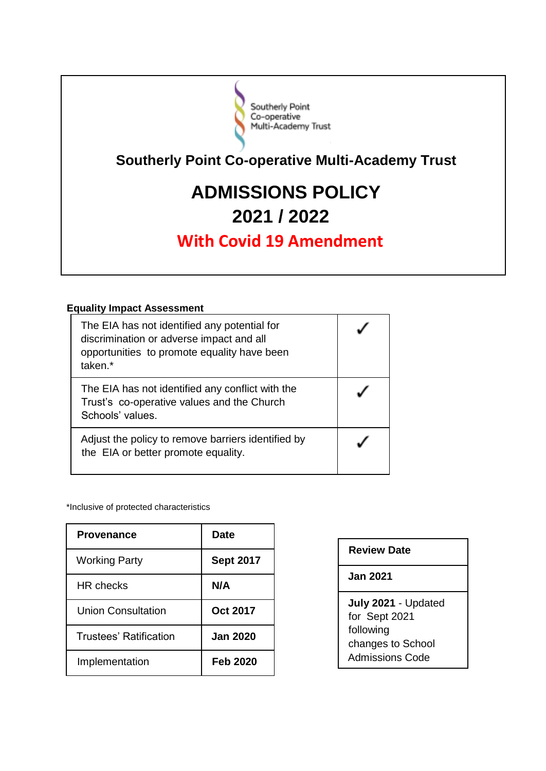Southerly Point Co-operative Multi-Academy Trust

# Southerly Point Co-operative Multi-Academy Trust

# ADMISSIONS POLICY 2021 / 2022

## With Covid 19 Amendment

**Equality Impact Assessment**

| | |
|---|---|
| The EIA has not identified any potential for discrimination or adverse impact and all opportunities to promote equality have been taken.* | ✓ |
| The EIA has not identified any conflict with the Trust's co-operative values and the Church Schools' values. | ✓ |
| Adjust the policy to remove barriers identified by the EIA or better promote equality. | ✓ |

*Inclusive of protected characteristics

| Provenance | Date |
|---|---|
| Working Party | **Sept 2017** |
| HR checks | **N/A** |
| Union Consultation | **Oct 2017** |
| Trustees' Ratification | **Jan 2020** |
| Implementation | **Feb 2020** |

| Review Date |
|---|
| **Jan 2021** |
| **July 2021** - Updated for Sept 2021 following changes to School Admissions Code |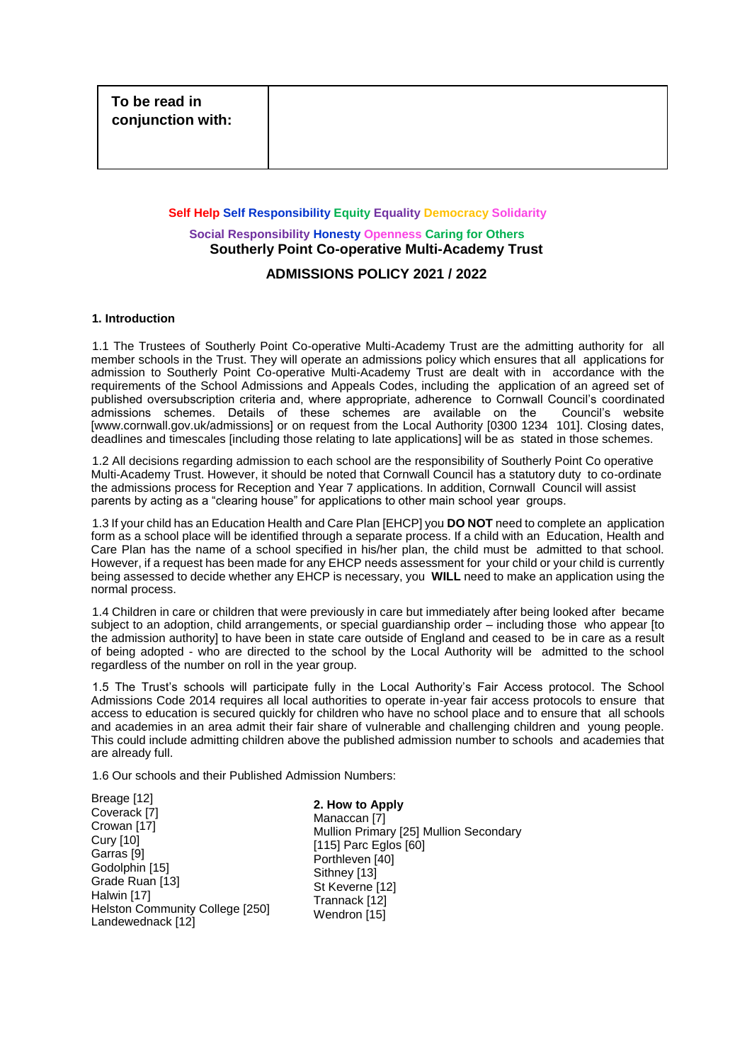| To be read in conjunction with: | |
| --- | --- |

**Self Help Self Responsibility Equity Equality Democracy Solidarity**

**Social Responsibility Honesty Openness Caring for Others**

**Southerly Point Co-operative Multi-Academy Trust**

**ADMISSIONS POLICY 2021 / 2022**

**1. Introduction**

1.1 The Trustees of Southerly Point Co-operative Multi-Academy Trust are the admitting authority for all member schools in the Trust. They will operate an admissions policy which ensures that all applications for admission to Southerly Point Co-operative Multi-Academy Trust are dealt with in accordance with the requirements of the School Admissions and Appeals Codes, including the application of an agreed set of published oversubscription criteria and, where appropriate, adherence to Cornwall Council's coordinated admissions schemes. Details of these schemes are available on the Council's website [www.cornwall.gov.uk/admissions] or on request from the Local Authority [0300 1234 101]. Closing dates, deadlines and timescales [including those relating to late applications] will be as stated in those schemes.

1.2 All decisions regarding admission to each school are the responsibility of Southerly Point Co operative Multi-Academy Trust. However, it should be noted that Cornwall Council has a statutory duty to co-ordinate the admissions process for Reception and Year 7 applications. In addition, Cornwall Council will assist parents by acting as a "clearing house" for applications to other main school year groups.

1.3 If your child has an Education Health and Care Plan [EHCP] you **DO NOT** need to complete an application form as a school place will be identified through a separate process. If a child with an Education, Health and Care Plan has the name of a school specified in his/her plan, the child must be admitted to that school. However, if a request has been made for any EHCP needs assessment for your child or your child is currently being assessed to decide whether any EHCP is necessary, you **WILL** need to make an application using the normal process.

1.4 Children in care or children that were previously in care but immediately after being looked after became subject to an adoption, child arrangements, or special guardianship order – including those who appear [to the admission authority] to have been in state care outside of England and ceased to be in care as a result of being adopted - who are directed to the school by the Local Authority will be admitted to the school regardless of the number on roll in the year group.

1.5 The Trust's schools will participate fully in the Local Authority's Fair Access protocol. The School Admissions Code 2014 requires all local authorities to operate in-year fair access protocols to ensure that access to education is secured quickly for children who have no school place and to ensure that all schools and academies in an area admit their fair share of vulnerable and challenging children and young people. This could include admitting children above the published admission number to schools and academies that are already full.

1.6 Our schools and their Published Admission Numbers:

- Breage [12]
- Coverack [7]
- Crowan [17]
- Cury [10]
- Garras [9]
- Godolphin [15]
- Grade Ruan [13]
- Halwin [17]
- Helston Community College [250]
- Landewednack [12]
- Manaccan [7]
- Mullion Primary [25]
- Mullion Secondary [115]
- Parc Eglos [60]
- Porthleven [40]
- Sithney [13]
- St Keverne [12]
- Trannack [12]
- Wendron [15]

**2. How to Apply**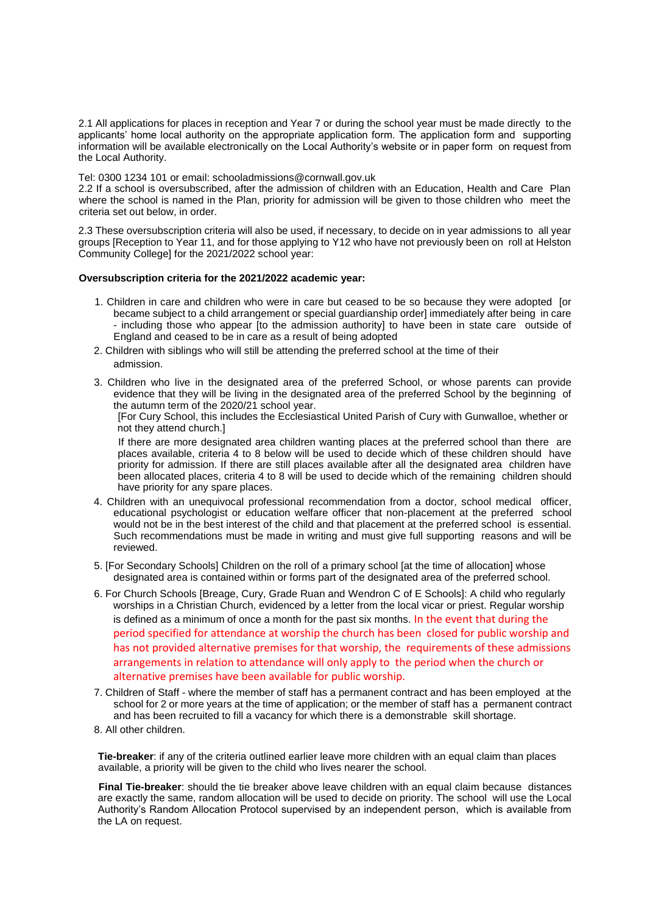2.1 All applications for places in reception and Year 7 or during the school year must be made directly to the applicants' home local authority on the appropriate application form. The application form and supporting information will be available electronically on the Local Authority's website or in paper form on request from the Local Authority.

Tel: 0300 1234 101 or email: schooladmissions@cornwall.gov.uk

2.2 If a school is oversubscribed, after the admission of children with an Education, Health and Care Plan where the school is named in the Plan, priority for admission will be given to those children who meet the criteria set out below, in order.

2.3 These oversubscription criteria will also be used, if necessary, to decide on in year admissions to all year groups [Reception to Year 11, and for those applying to Y12 who have not previously been on roll at Helston Community College] for the 2021/2022 school year:

**Oversubscription criteria for the 2021/2022 academic year:**

1. Children in care and children who were in care but ceased to be so because they were adopted [or became subject to a child arrangement or special guardianship order] immediately after being in care - including those who appear [to the admission authority] to have been in state care outside of England and ceased to be in care as a result of being adopted
2. Children with siblings who will still be attending the preferred school at the time of their admission.
3. Children who live in the designated area of the preferred School, or whose parents can provide evidence that they will be living in the designated area of the preferred School by the beginning of the autumn term of the 2020/21 school year.

   [For Cury School, this includes the Ecclesiastical United Parish of Cury with Gunwalloe, whether or not they attend church.]

   If there are more designated area children wanting places at the preferred school than there are places available, criteria 4 to 8 below will be used to decide which of these children should have priority for admission. If there are still places available after all the designated area children have been allocated places, criteria 4 to 8 will be used to decide which of the remaining children should have priority for any spare places.
4. Children with an unequivocal professional recommendation from a doctor, school medical officer, educational psychologist or education welfare officer that non-placement at the preferred school would not be in the best interest of the child and that placement at the preferred school is essential. Such recommendations must be made in writing and must give full supporting reasons and will be reviewed.
5. [For Secondary Schools] Children on the roll of a primary school [at the time of allocation] whose designated area is contained within or forms part of the designated area of the preferred school.
6. For Church Schools [Breage, Cury, Grade Ruan and Wendron C of E Schools]: A child who regularly worships in a Christian Church, evidenced by a letter from the local vicar or priest. Regular worship is defined as a minimum of once a month for the past six months. In the event that during the period specified for attendance at worship the church has been closed for public worship and has not provided alternative premises for that worship, the requirements of these admissions arrangements in relation to attendance will only apply to the period when the church or alternative premises have been available for public worship.
7. Children of Staff - where the member of staff has a permanent contract and has been employed at the school for 2 or more years at the time of application; or the member of staff has a permanent contract and has been recruited to fill a vacancy for which there is a demonstrable skill shortage.
8. All other children.

**Tie-breaker**: if any of the criteria outlined earlier leave more children with an equal claim than places available, a priority will be given to the child who lives nearer the school.

**Final Tie-breaker**: should the tie breaker above leave children with an equal claim because distances are exactly the same, random allocation will be used to decide on priority. The school will use the Local Authority's Random Allocation Protocol supervised by an independent person, which is available from the LA on request.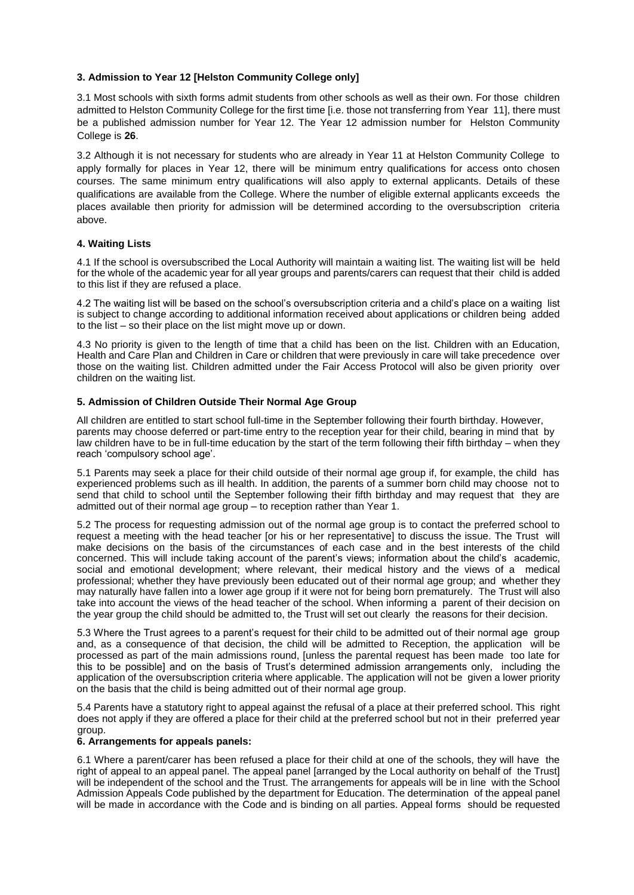### 3. Admission to Year 12 [Helston Community College only]

3.1 Most schools with sixth forms admit students from other schools as well as their own. For those children admitted to Helston Community College for the first time [i.e. those not transferring from Year 11], there must be a published admission number for Year 12. The Year 12 admission number for Helston Community College is **26**.

3.2 Although it is not necessary for students who are already in Year 11 at Helston Community College to apply formally for places in Year 12, there will be minimum entry qualifications for access onto chosen courses. The same minimum entry qualifications will also apply to external applicants. Details of these qualifications are available from the College. Where the number of eligible external applicants exceeds the places available then priority for admission will be determined according to the oversubscription criteria above.

### 4. Waiting Lists

4.1 If the school is oversubscribed the Local Authority will maintain a waiting list. The waiting list will be held for the whole of the academic year for all year groups and parents/carers can request that their child is added to this list if they are refused a place.

4.2 The waiting list will be based on the school's oversubscription criteria and a child's place on a waiting list is subject to change according to additional information received about applications or children being added to the list – so their place on the list might move up or down.

4.3 No priority is given to the length of time that a child has been on the list. Children with an Education, Health and Care Plan and Children in Care or children that were previously in care will take precedence over those on the waiting list. Children admitted under the Fair Access Protocol will also be given priority over children on the waiting list.

### 5. Admission of Children Outside Their Normal Age Group

All children are entitled to start school full-time in the September following their fourth birthday. However, parents may choose deferred or part-time entry to the reception year for their child, bearing in mind that by law children have to be in full-time education by the start of the term following their fifth birthday – when they reach 'compulsory school age'.

5.1 Parents may seek a place for their child outside of their normal age group if, for example, the child has experienced problems such as ill health. In addition, the parents of a summer born child may choose not to send that child to school until the September following their fifth birthday and may request that they are admitted out of their normal age group – to reception rather than Year 1.

5.2 The process for requesting admission out of the normal age group is to contact the preferred school to request a meeting with the head teacher [or his or her representative] to discuss the issue. The Trust will make decisions on the basis of the circumstances of each case and in the best interests of the child concerned. This will include taking account of the parent's views; information about the child's academic, social and emotional development; where relevant, their medical history and the views of a medical professional; whether they have previously been educated out of their normal age group; and whether they may naturally have fallen into a lower age group if it were not for being born prematurely. The Trust will also take into account the views of the head teacher of the school. When informing a parent of their decision on the year group the child should be admitted to, the Trust will set out clearly the reasons for their decision.

5.3 Where the Trust agrees to a parent's request for their child to be admitted out of their normal age group and, as a consequence of that decision, the child will be admitted to Reception, the application will be processed as part of the main admissions round, [unless the parental request has been made too late for this to be possible] and on the basis of Trust's determined admission arrangements only, including the application of the oversubscription criteria where applicable. The application will not be given a lower priority on the basis that the child is being admitted out of their normal age group.

5.4 Parents have a statutory right to appeal against the refusal of a place at their preferred school. This right does not apply if they are offered a place for their child at the preferred school but not in their preferred year group.

### 6. Arrangements for appeals panels:

6.1 Where a parent/carer has been refused a place for their child at one of the schools, they will have the right of appeal to an appeal panel. The appeal panel [arranged by the Local authority on behalf of the Trust] will be independent of the school and the Trust. The arrangements for appeals will be in line with the School Admission Appeals Code published by the department for Education. The determination of the appeal panel will be made in accordance with the Code and is binding on all parties. Appeal forms should be requested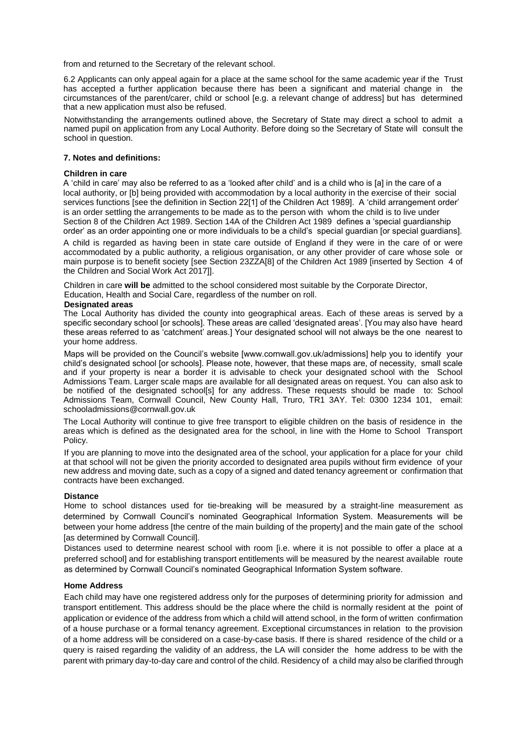from and returned to the Secretary of the relevant school.

6.2 Applicants can only appeal again for a place at the same school for the same academic year if the Trust has accepted a further application because there has been a significant and material change in the circumstances of the parent/carer, child or school [e.g. a relevant change of address] but has determined that a new application must also be refused.

Notwithstanding the arrangements outlined above, the Secretary of State may direct a school to admit a named pupil on application from any Local Authority. Before doing so the Secretary of State will consult the school in question.

### 7. Notes and definitions:

**Children in care**

A 'child in care' may also be referred to as a 'looked after child' and is a child who is [a] in the care of a local authority, or [b] being provided with accommodation by a local authority in the exercise of their social services functions [see the definition in Section 22[1] of the Children Act 1989]. A 'child arrangement order' is an order settling the arrangements to be made as to the person with whom the child is to live under Section 8 of the Children Act 1989. Section 14A of the Children Act 1989 defines a 'special guardianship order' as an order appointing one or more individuals to be a child's special guardian [or special guardians].

A child is regarded as having been in state care outside of England if they were in the care of or were accommodated by a public authority, a religious organisation, or any other provider of care whose sole or main purpose is to benefit society [see Section 23ZZA[8] of the Children Act 1989 [inserted by Section 4 of the Children and Social Work Act 2017]].

Children in care **will be** admitted to the school considered most suitable by the Corporate Director, Education, Health and Social Care, regardless of the number on roll.

**Designated areas**

The Local Authority has divided the county into geographical areas. Each of these areas is served by a specific secondary school [or schools]. These areas are called 'designated areas'. [You may also have heard these areas referred to as 'catchment' areas.] Your designated school will not always be the one nearest to your home address.

Maps will be provided on the Council's website [www.cornwall.gov.uk/admissions] help you to identify your child's designated school [or schools]. Please note, however, that these maps are, of necessity, small scale and if your property is near a border it is advisable to check your designated school with the School Admissions Team. Larger scale maps are available for all designated areas on request. You can also ask to be notified of the designated school[s] for any address. These requests should be made to: School Admissions Team, Cornwall Council, New County Hall, Truro, TR1 3AY. Tel: 0300 1234 101, email: schooladmissions@cornwall.gov.uk

The Local Authority will continue to give free transport to eligible children on the basis of residence in the areas which is defined as the designated area for the school, in line with the Home to School Transport Policy.

If you are planning to move into the designated area of the school, your application for a place for your child at that school will not be given the priority accorded to designated area pupils without firm evidence of your new address and moving date, such as a copy of a signed and dated tenancy agreement or confirmation that contracts have been exchanged.

**Distance**

Home to school distances used for tie-breaking will be measured by a straight-line measurement as determined by Cornwall Council's nominated Geographical Information System. Measurements will be between your home address [the centre of the main building of the property] and the main gate of the school [as determined by Cornwall Council].

Distances used to determine nearest school with room [i.e. where it is not possible to offer a place at a preferred school] and for establishing transport entitlements will be measured by the nearest available route as determined by Cornwall Council's nominated Geographical Information System software.

**Home Address**

Each child may have one registered address only for the purposes of determining priority for admission and transport entitlement. This address should be the place where the child is normally resident at the point of application or evidence of the address from which a child will attend school, in the form of written confirmation of a house purchase or a formal tenancy agreement. Exceptional circumstances in relation to the provision of a home address will be considered on a case-by-case basis. If there is shared residence of the child or a query is raised regarding the validity of an address, the LA will consider the home address to be with the parent with primary day-to-day care and control of the child. Residency of a child may also be clarified through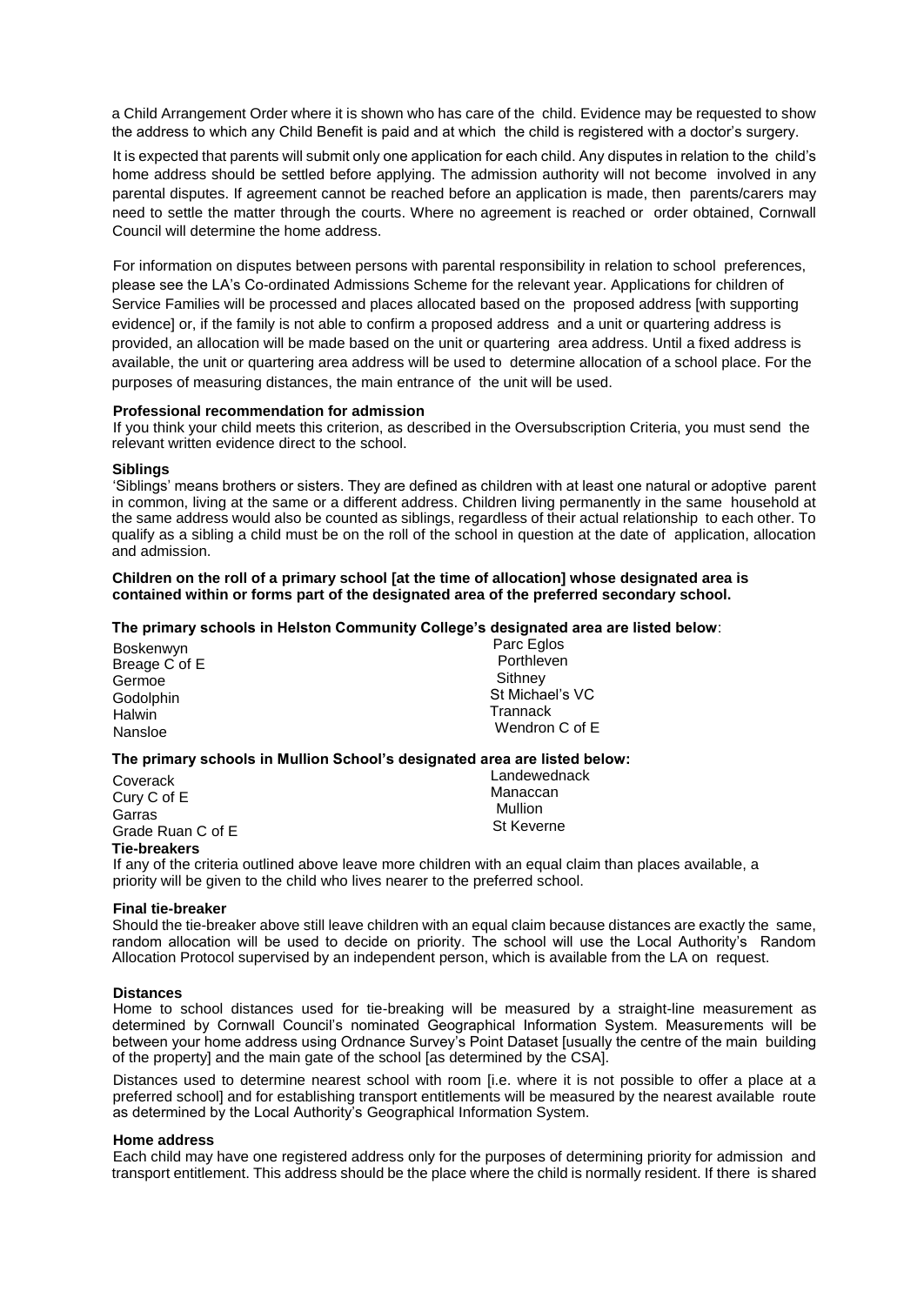a Child Arrangement Order where it is shown who has care of the child. Evidence may be requested to show the address to which any Child Benefit is paid and at which the child is registered with a doctor's surgery.

It is expected that parents will submit only one application for each child. Any disputes in relation to the child's home address should be settled before applying. The admission authority will not become involved in any parental disputes. If agreement cannot be reached before an application is made, then parents/carers may need to settle the matter through the courts. Where no agreement is reached or order obtained, Cornwall Council will determine the home address.

For information on disputes between persons with parental responsibility in relation to school preferences, please see the LA's Co-ordinated Admissions Scheme for the relevant year. Applications for children of Service Families will be processed and places allocated based on the proposed address [with supporting evidence] or, if the family is not able to confirm a proposed address and a unit or quartering address is provided, an allocation will be made based on the unit or quartering area address. Until a fixed address is available, the unit or quartering area address will be used to determine allocation of a school place. For the purposes of measuring distances, the main entrance of the unit will be used.

**Professional recommendation for admission**

If you think your child meets this criterion, as described in the Oversubscription Criteria, you must send the relevant written evidence direct to the school.

**Siblings**

'Siblings' means brothers or sisters. They are defined as children with at least one natural or adoptive parent in common, living at the same or a different address. Children living permanently in the same household at the same address would also be counted as siblings, regardless of their actual relationship to each other. To qualify as a sibling a child must be on the roll of the school in question at the date of application, allocation and admission.

**Children on the roll of a primary school [at the time of allocation] whose designated area is contained within or forms part of the designated area of the preferred secondary school.**

**The primary schools in Helston Community College's designated area are listed below**:

- Boskenwyn
- Breage C of E
- Germoe
- Godolphin
- Halwin
- Nansloe
- Parc Eglos
- Porthleven
- Sithney
- St Michael's VC
- Trannack
- Wendron C of E

**The primary schools in Mullion School's designated area are listed below:**

- Coverack
- Cury C of E
- Garras
- Grade Ruan C of E
- Landewednack
- Manaccan
- Mullion
- St Keverne

**Tie-breakers**

If any of the criteria outlined above leave more children with an equal claim than places available, a priority will be given to the child who lives nearer to the preferred school.

**Final tie-breaker**

Should the tie-breaker above still leave children with an equal claim because distances are exactly the same, random allocation will be used to decide on priority. The school will use the Local Authority's Random Allocation Protocol supervised by an independent person, which is available from the LA on request.

**Distances**

Home to school distances used for tie-breaking will be measured by a straight-line measurement as determined by Cornwall Council's nominated Geographical Information System. Measurements will be between your home address using Ordnance Survey's Point Dataset [usually the centre of the main building of the property] and the main gate of the school [as determined by the CSA].

Distances used to determine nearest school with room [i.e. where it is not possible to offer a place at a preferred school] and for establishing transport entitlements will be measured by the nearest available route as determined by the Local Authority's Geographical Information System.

**Home address**

Each child may have one registered address only for the purposes of determining priority for admission and transport entitlement. This address should be the place where the child is normally resident. If there is shared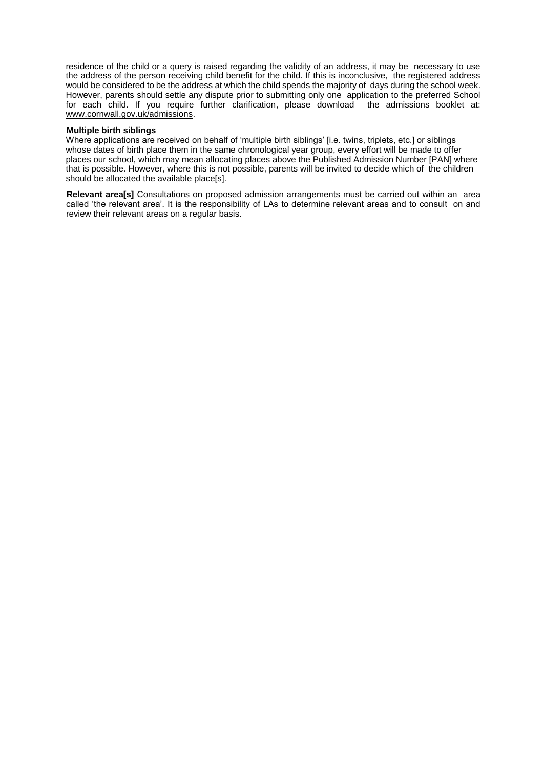residence of the child or a query is raised regarding the validity of an address, it may be necessary to use the address of the person receiving child benefit for the child. If this is inconclusive, the registered address would be considered to be the address at which the child spends the majority of days during the school week. However, parents should settle any dispute prior to submitting only one application to the preferred School for each child. If you require further clarification, please download the admissions booklet at: www.cornwall.gov.uk/admissions.

**Multiple birth siblings**

Where applications are received on behalf of 'multiple birth siblings' [i.e. twins, triplets, etc.] or siblings whose dates of birth place them in the same chronological year group, every effort will be made to offer places our school, which may mean allocating places above the Published Admission Number [PAN] where that is possible. However, where this is not possible, parents will be invited to decide which of the children should be allocated the available place[s].

**Relevant area[s]** Consultations on proposed admission arrangements must be carried out within an area called 'the relevant area'. It is the responsibility of LAs to determine relevant areas and to consult on and review their relevant areas on a regular basis.